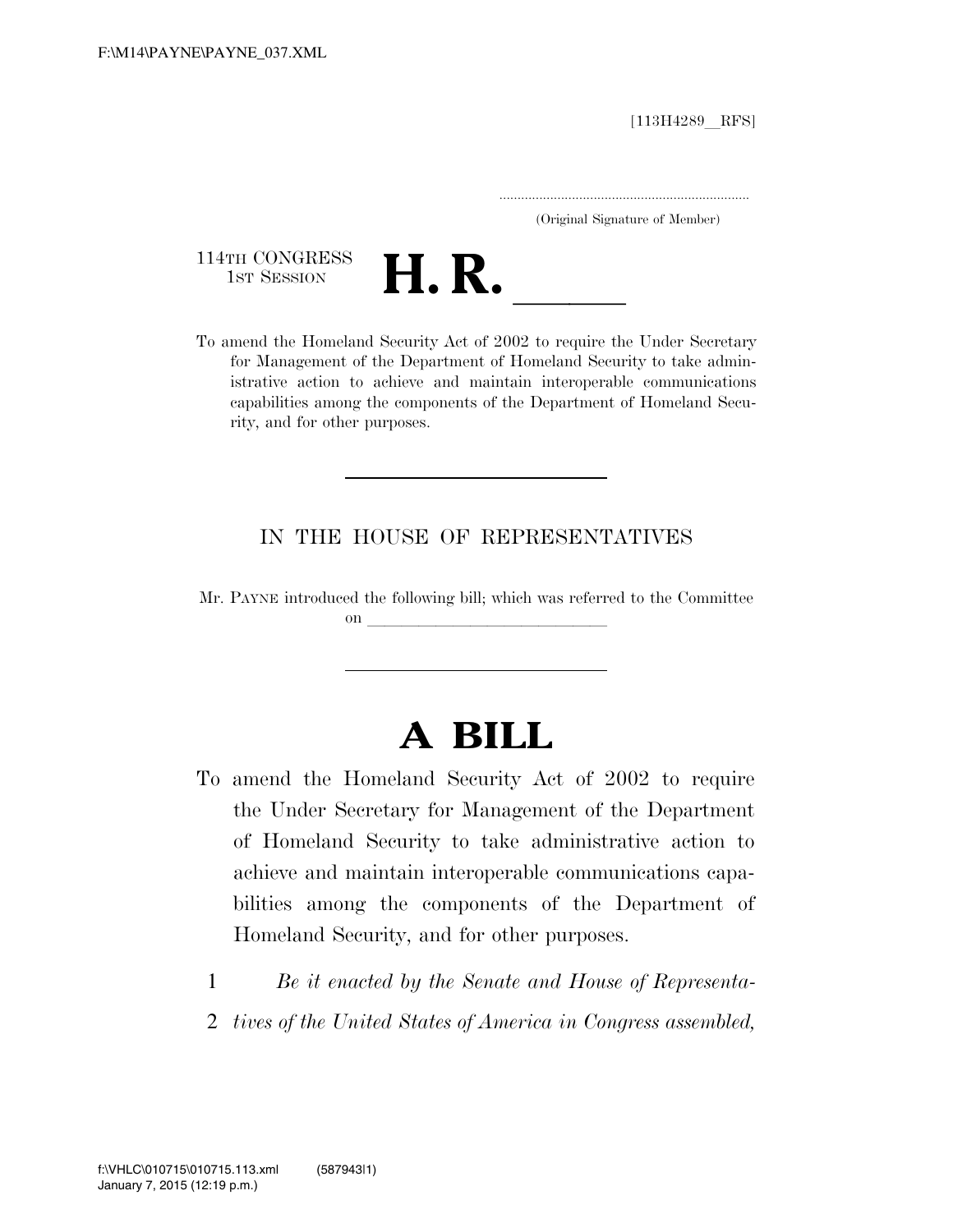[113H4289__RFS]

.....................................................................
(Original Signature of Member)

114TH CONGRESS
1ST SESSION

# H. R. ______

To amend the Homeland Security Act of 2002 to require the Under Secretary for Management of the Department of Homeland Security to take administrative action to achieve and maintain interoperable communications capabilities among the components of the Department of Homeland Security, and for other purposes.

---

IN THE HOUSE OF REPRESENTATIVES

Mr. PAYNE introduced the following bill; which was referred to the Committee on ______________________________

---

# A BILL

To amend the Homeland Security Act of 2002 to require the Under Secretary for Management of the Department of Homeland Security to take administrative action to achieve and maintain interoperable communications capabilities among the components of the Department of Homeland Security, and for other purposes.

1 *Be it enacted by the Senate and House of Representa-*
2 *tives of the United States of America in Congress assembled,*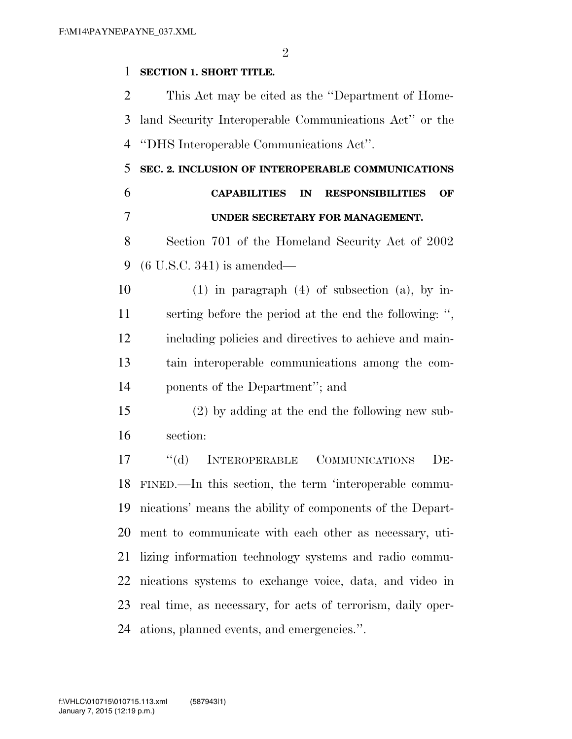**SECTION 1. SHORT TITLE.**

This Act may be cited as the ''Department of Homeland Security Interoperable Communications Act'' or the ''DHS Interoperable Communications Act''.

**SEC. 2. INCLUSION OF INTEROPERABLE COMMUNICATIONS CAPABILITIES IN RESPONSIBILITIES OF UNDER SECRETARY FOR MANAGEMENT.**

Section 701 of the Homeland Security Act of 2002 (6 U.S.C. 341) is amended—

(1) in paragraph (4) of subsection (a), by inserting before the period at the end the following: '', including policies and directives to achieve and maintain interoperable communications among the components of the Department''; and

(2) by adding at the end the following new subsection:

''(d) INTEROPERABLE COMMUNICATIONS DEFINED.—In this section, the term 'interoperable communications' means the ability of components of the Department to communicate with each other as necessary, utilizing information technology systems and radio communications systems to exchange voice, data, and video in real time, as necessary, for acts of terrorism, daily operations, planned events, and emergencies.''.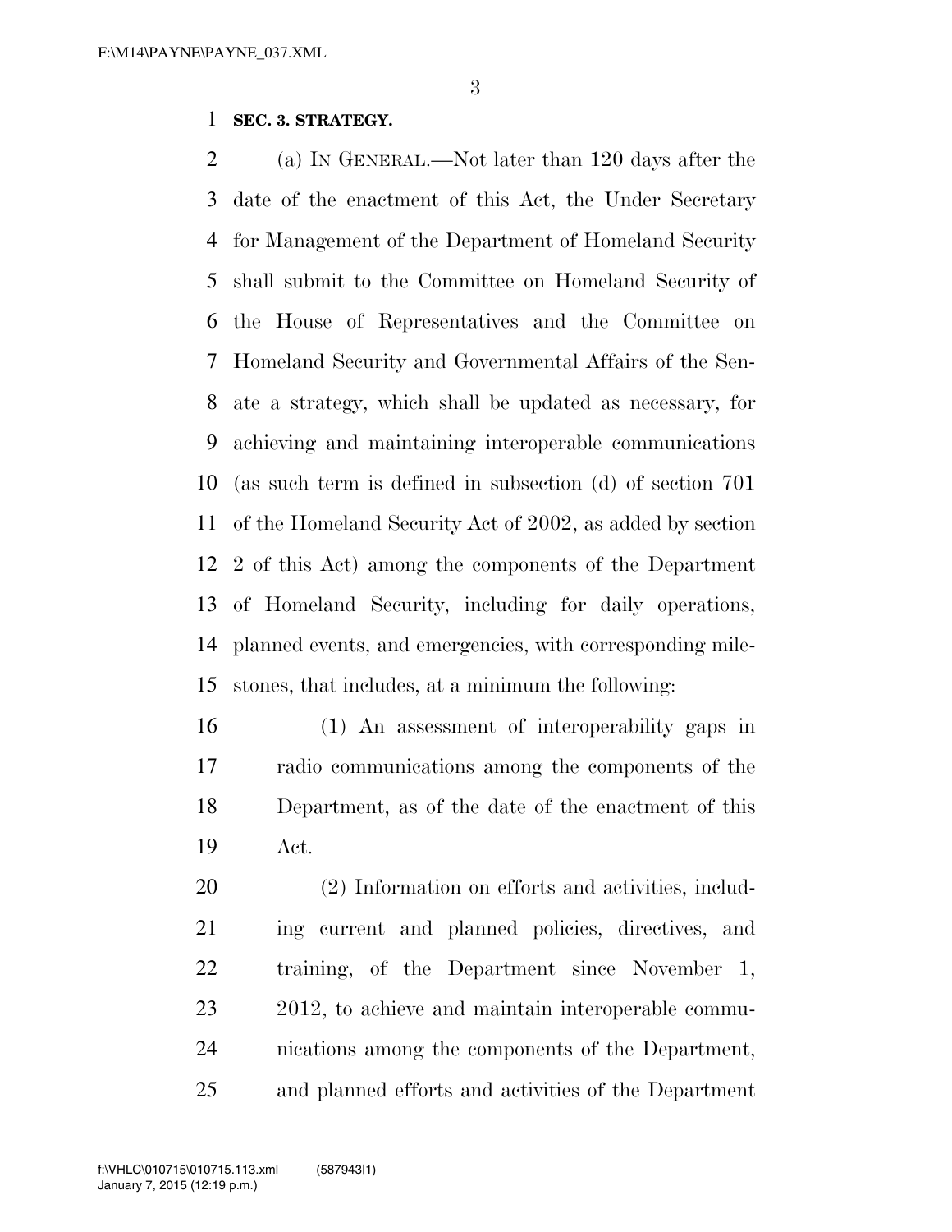**SEC. 3. STRATEGY.**

(a) IN GENERAL.—Not later than 120 days after the date of the enactment of this Act, the Under Secretary for Management of the Department of Homeland Security shall submit to the Committee on Homeland Security of the House of Representatives and the Committee on Homeland Security and Governmental Affairs of the Senate a strategy, which shall be updated as necessary, for achieving and maintaining interoperable communications (as such term is defined in subsection (d) of section 701 of the Homeland Security Act of 2002, as added by section 2 of this Act) among the components of the Department of Homeland Security, including for daily operations, planned events, and emergencies, with corresponding milestones, that includes, at a minimum the following:

(1) An assessment of interoperability gaps in radio communications among the components of the Department, as of the date of the enactment of this Act.

(2) Information on efforts and activities, including current and planned policies, directives, and training, of the Department since November 1, 2012, to achieve and maintain interoperable communications among the components of the Department, and planned efforts and activities of the Department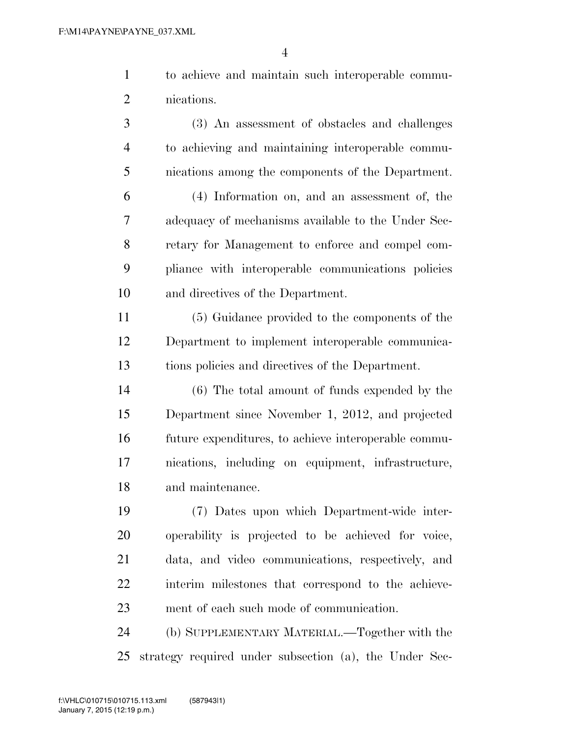to achieve and maintain such interoperable communications.

(3) An assessment of obstacles and challenges to achieving and maintaining interoperable communications among the components of the Department.

(4) Information on, and an assessment of, the adequacy of mechanisms available to the Under Secretary for Management to enforce and compel compliance with interoperable communications policies and directives of the Department.

(5) Guidance provided to the components of the Department to implement interoperable communications policies and directives of the Department.

(6) The total amount of funds expended by the Department since November 1, 2012, and projected future expenditures, to achieve interoperable communications, including on equipment, infrastructure, and maintenance.

(7) Dates upon which Department-wide interoperability is projected to be achieved for voice, data, and video communications, respectively, and interim milestones that correspond to the achievement of each such mode of communication.

(b) SUPPLEMENTARY MATERIAL.—Together with the strategy required under subsection (a), the Under Sec-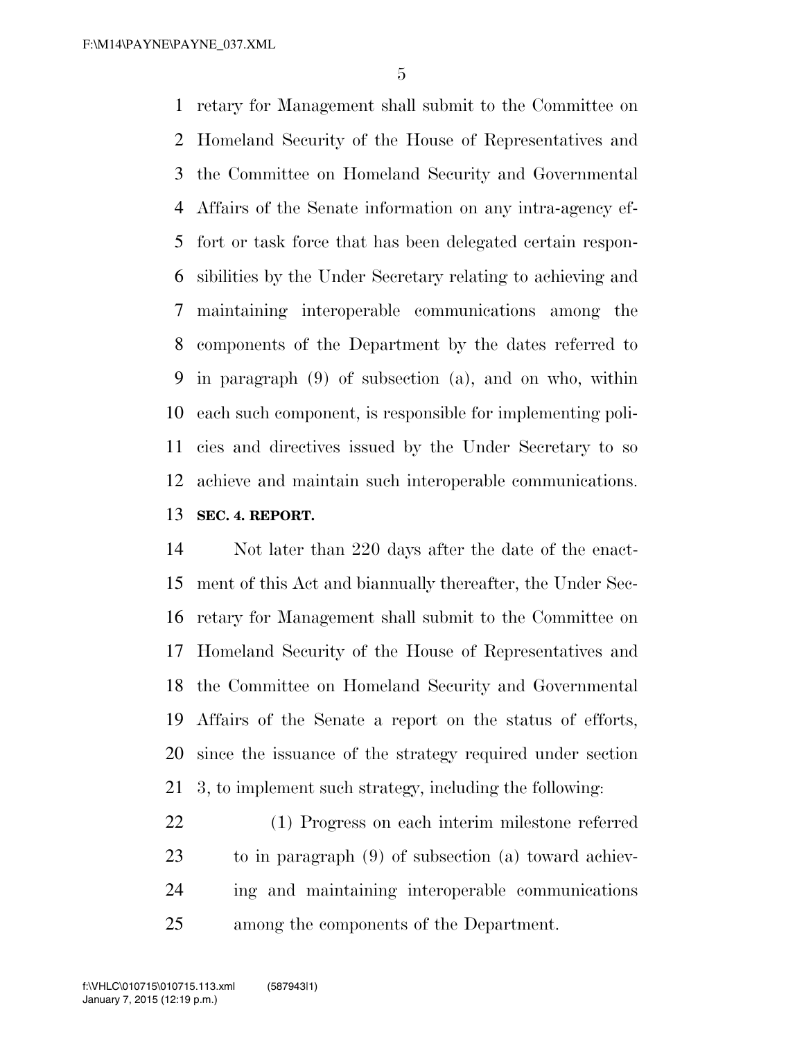retary for Management shall submit to the Committee on Homeland Security of the House of Representatives and the Committee on Homeland Security and Governmental Affairs of the Senate information on any intra-agency effort or task force that has been delegated certain responsibilities by the Under Secretary relating to achieving and maintaining interoperable communications among the components of the Department by the dates referred to in paragraph (9) of subsection (a), and on who, within each such component, is responsible for implementing policies and directives issued by the Under Secretary to so achieve and maintain such interoperable communications.

**SEC. 4. REPORT.**

Not later than 220 days after the date of the enactment of this Act and biannually thereafter, the Under Secretary for Management shall submit to the Committee on Homeland Security of the House of Representatives and the Committee on Homeland Security and Governmental Affairs of the Senate a report on the status of efforts, since the issuance of the strategy required under section 3, to implement such strategy, including the following:

(1) Progress on each interim milestone referred to in paragraph (9) of subsection (a) toward achieving and maintaining interoperable communications among the components of the Department.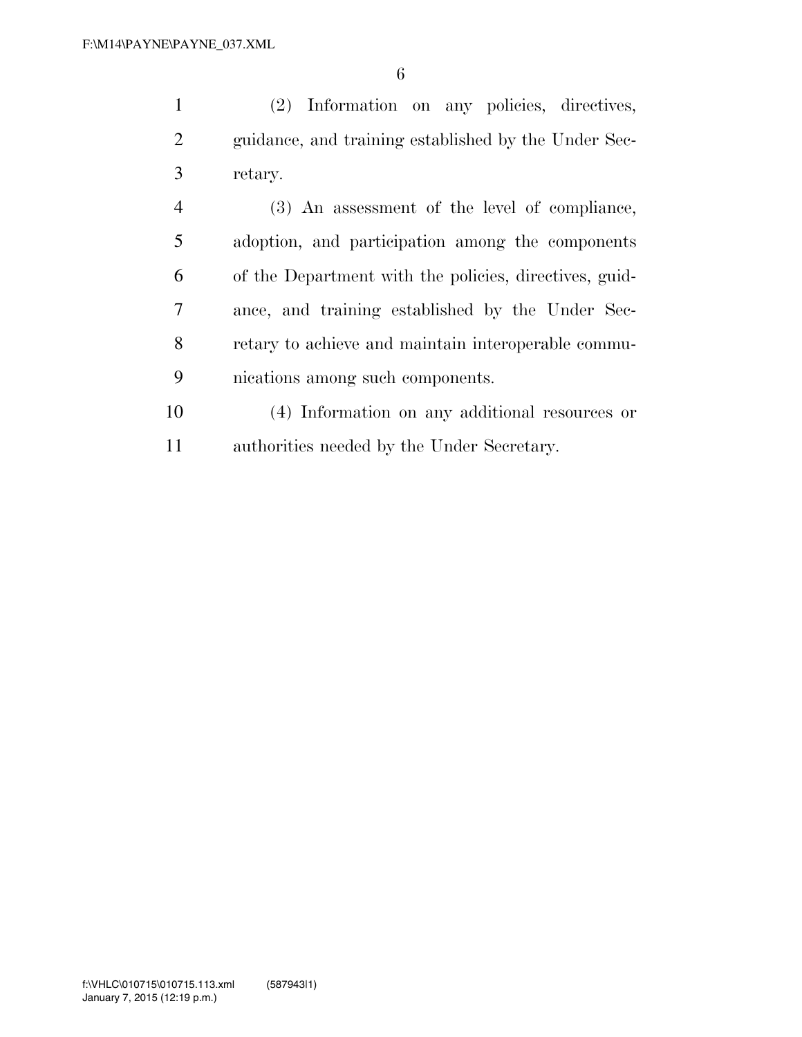(2) Information on any policies, directives, guidance, and training established by the Under Secretary.

(3) An assessment of the level of compliance, adoption, and participation among the components of the Department with the policies, directives, guidance, and training established by the Under Secretary to achieve and maintain interoperable communications among such components.

(4) Information on any additional resources or authorities needed by the Under Secretary.